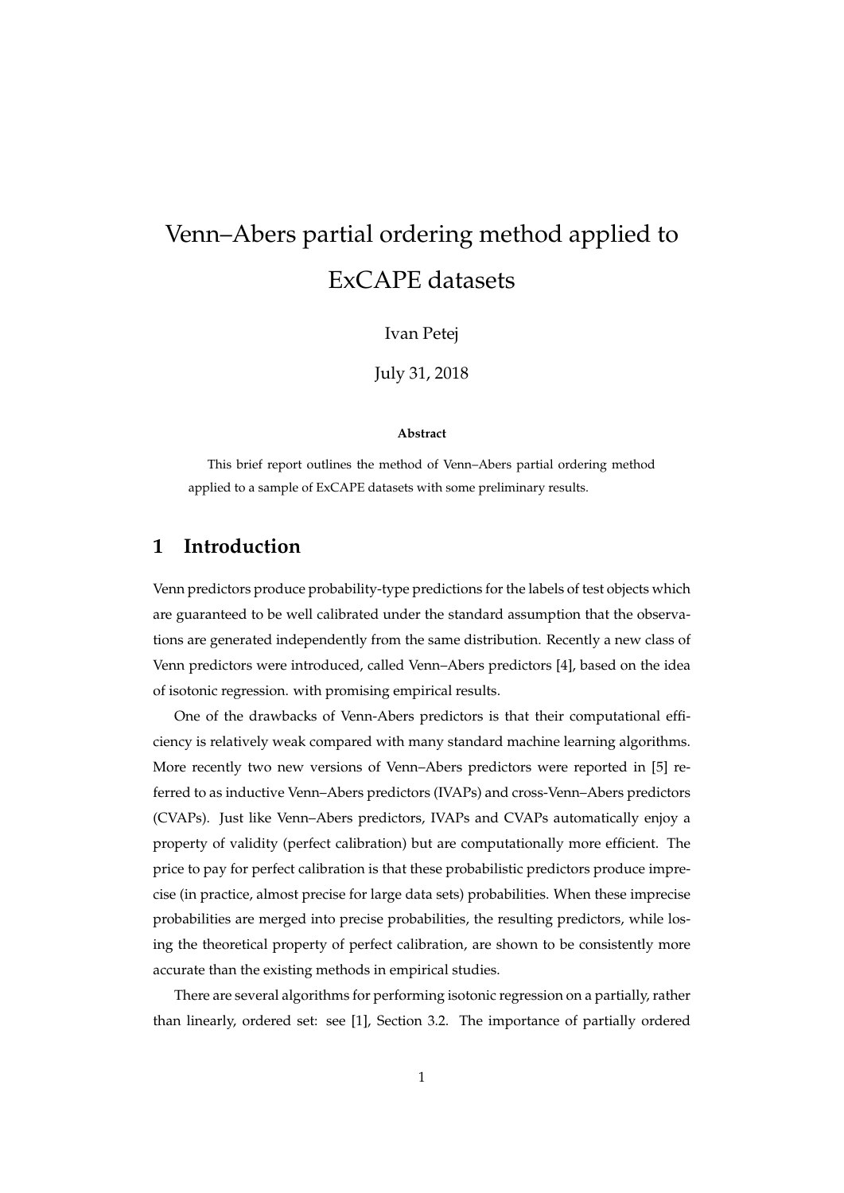# Venn–Abers partial ordering method applied to ExCAPE datasets

Ivan Petej

July 31, 2018

**Abstract**

This brief report outlines the method of Venn–Abers partial ordering method applied to a sample of ExCAPE datasets with some preliminary results.

## 1 Introduction

Venn predictors produce probability-type predictions for the labels of test objects which are guaranteed to be well calibrated under the standard assumption that the observations are generated independently from the same distribution. Recently a new class of Venn predictors were introduced, called Venn–Abers predictors [4], based on the idea of isotonic regression. with promising empirical results.

One of the drawbacks of Venn-Abers predictors is that their computational efficiency is relatively weak compared with many standard machine learning algorithms. More recently two new versions of Venn–Abers predictors were reported in [5] referred to as inductive Venn–Abers predictors (IVAPs) and cross-Venn–Abers predictors (CVAPs). Just like Venn–Abers predictors, IVAPs and CVAPs automatically enjoy a property of validity (perfect calibration) but are computationally more efficient. The price to pay for perfect calibration is that these probabilistic predictors produce imprecise (in practice, almost precise for large data sets) probabilities. When these imprecise probabilities are merged into precise probabilities, the resulting predictors, while losing the theoretical property of perfect calibration, are shown to be consistently more accurate than the existing methods in empirical studies.

There are several algorithms for performing isotonic regression on a partially, rather than linearly, ordered set: see [1], Section 3.2. The importance of partially ordered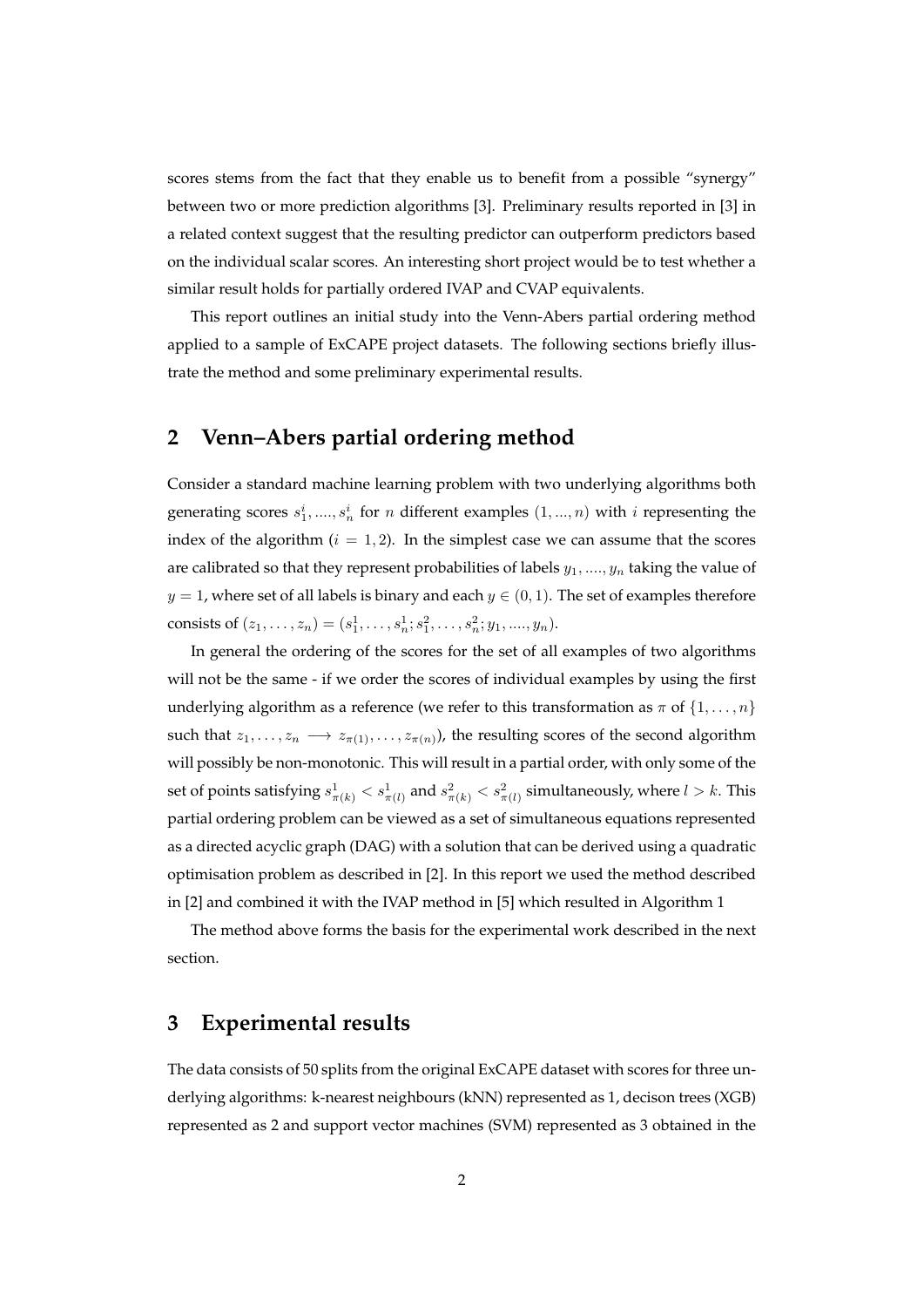scores stems from the fact that they enable us to benefit from a possible "synergy" between two or more prediction algorithms [3]. Preliminary results reported in [3] in a related context suggest that the resulting predictor can outperform predictors based on the individual scalar scores. An interesting short project would be to test whether a similar result holds for partially ordered IVAP and CVAP equivalents.

This report outlines an initial study into the Venn-Abers partial ordering method applied to a sample of ExCAPE project datasets. The following sections briefly illustrate the method and some preliminary experimental results.

## 2 Venn–Abers partial ordering method

Consider a standard machine learning problem with two underlying algorithms both generating scores $s_1^i, ...., s_n^i$ for $n$ different examples $(1, ..., n)$ with $i$ representing the index of the algorithm ($i = 1, 2$). In the simplest case we can assume that the scores are calibrated so that they represent probabilities of labels $y_1, ...., y_n$ taking the value of $y = 1$, where set of all labels is binary and each $y \in (0, 1)$. The set of examples therefore consists of $(z_1, \ldots, z_n) = (s_1^1, \ldots, s_n^1; s_1^2, \ldots, s_n^2; y_1, ...., y_n)$.

In general the ordering of the scores for the set of all examples of two algorithms will not be the same - if we order the scores of individual examples by using the first underlying algorithm as a reference (we refer to this transformation as $\pi$ of $\{1, \ldots, n\}$ such that $z_1, \ldots, z_n \longrightarrow z_{\pi(1)}, \ldots, z_{\pi(n)}$), the resulting scores of the second algorithm will possibly be non-monotonic. This will result in a partial order, with only some of the set of points satisfying $s^1_{\pi(k)} < s^1_{\pi(l)}$ and $s^2_{\pi(k)} < s^2_{\pi(l)}$ simultaneously, where $l > k$. This partial ordering problem can be viewed as a set of simultaneous equations represented as a directed acyclic graph (DAG) with a solution that can be derived using a quadratic optimisation problem as described in [2]. In this report we used the method described in [2] and combined it with the IVAP method in [5] which resulted in Algorithm 1

The method above forms the basis for the experimental work described in the next section.

## 3 Experimental results

The data consists of 50 splits from the original ExCAPE dataset with scores for three underlying algorithms: k-nearest neighbours (kNN) represented as 1, decison trees (XGB) represented as 2 and support vector machines (SVM) represented as 3 obtained in the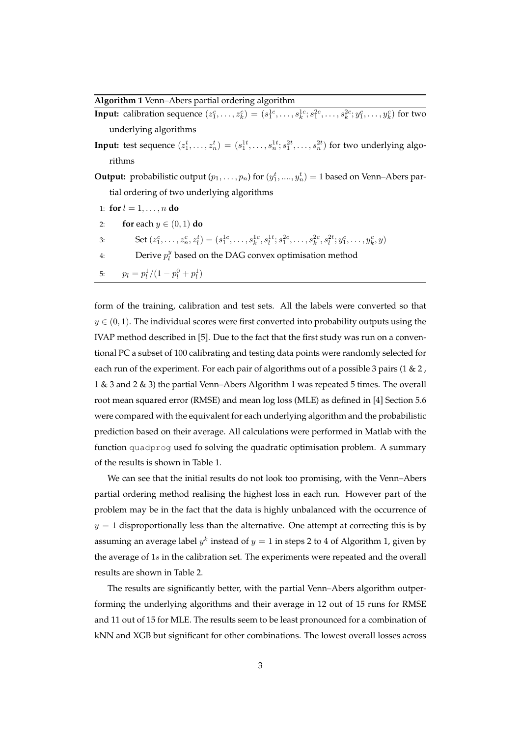**Algorithm 1** Venn–Abers partial ordering algorithm

**Input:** calibration sequence $(z_1^c, \ldots, z_k^c) = (s_1^{1c}, \ldots, s_k^{1c}; s_1^{2c}, \ldots, s_k^{2c}; y_1^c, \ldots, y_k^c)$ for two underlying algorithms

**Input:** test sequence $(z_1^t, \ldots, z_n^t) = (s_1^{1t}, \ldots, s_n^{1t}; s_1^{2t}, \ldots, s_n^{2t})$ for two underlying algorithms

**Output:** probabilistic output $(p_1, \ldots, p_n)$ for $(y_1^t, \ldots., y_n^t) = 1$ based on Venn–Abers partial ordering of two underlying algorithms

1: **for** $l = 1, \ldots, n$ **do**
2: &nbsp;&nbsp;&nbsp;&nbsp;**for** each $y \in (0, 1)$ **do**
3: &nbsp;&nbsp;&nbsp;&nbsp;&nbsp;&nbsp;&nbsp;&nbsp;Set $(z_1^c, \ldots, z_n^c, z_l^t) = (s_1^{1c}, \ldots, s_k^{1c}, s_l^{1t}; s_1^{2c}, \ldots, s_k^{2c}, s_l^{2t}; y_1^c, \ldots, y_k^c, y)$
4: &nbsp;&nbsp;&nbsp;&nbsp;&nbsp;&nbsp;&nbsp;&nbsp;Derive $p_l^y$ based on the DAG convex optimisation method
5: &nbsp;&nbsp;&nbsp;&nbsp;$p_l = p_l^1/(1 - p_l^0 + p_l^1)$

form of the training, calibration and test sets. All the labels were converted so that $y \in (0, 1)$. The individual scores were first converted into probability outputs using the IVAP method described in [5]. Due to the fact that the first study was run on a conventional PC a subset of 100 calibrating and testing data points were randomly selected for each run of the experiment. For each pair of algorithms out of a possible 3 pairs (1 & 2 , 1 & 3 and 2 & 3) the partial Venn–Abers Algorithm 1 was repeated 5 times. The overall root mean squared error (RMSE) and mean log loss (MLE) as defined in [4] Section 5.6 were compared with the equivalent for each underlying algorithm and the probabilistic prediction based on their average. All calculations were performed in Matlab with the function `quadprog` used fo solving the quadratic optimisation problem. A summary of the results is shown in Table 1.

We can see that the initial results do not look too promising, with the Venn–Abers partial ordering method realising the highest loss in each run. However part of the problem may be in the fact that the data is highly unbalanced with the occurrence of $y = 1$ disproportionally less than the alternative. One attempt at correcting this is by assuming an average label $y^k$ instead of $y = 1$ in steps 2 to 4 of Algorithm 1, given by the average of $1s$ in the calibration set. The experiments were repeated and the overall results are shown in Table 2.

The results are significantly better, with the partial Venn–Abers algorithm outperforming the underlying algorithms and their average in 12 out of 15 runs for RMSE and 11 out of 15 for MLE. The results seem to be least pronounced for a combination of kNN and XGB but significant for other combinations. The lowest overall losses across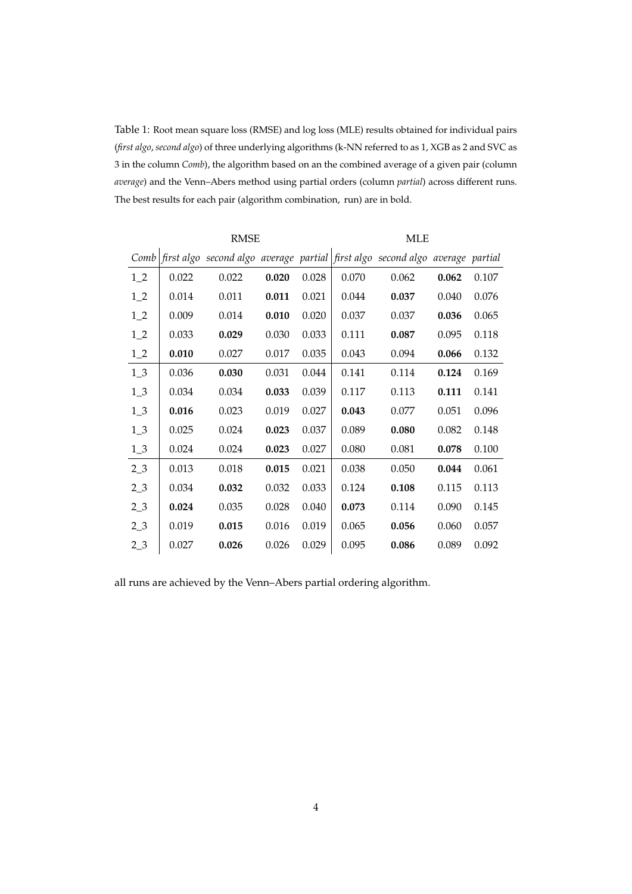Table 1: Root mean square loss (RMSE) and log loss (MLE) results obtained for individual pairs (*first algo*, *second algo*) of three underlying algorithms (k-NN referred to as 1, XGB as 2 and SVC as 3 in the column *Comb*), the algorithm based on an the combined average of a given pair (column *average*) and the Venn–Abers method using partial orders (column *partial*) across different runs. The best results for each pair (algorithm combination, run) are in bold.

| | RMSE | | | | MLE | | | |
|---|---|---|---|---|---|---|---|---|
| *Comb* | *first algo* | *second algo* | *average* | *partial* | *first algo* | *second algo* | *average* | *partial* |
| 1_2 | 0.022 | 0.022 | **0.020** | 0.028 | 0.070 | 0.062 | **0.062** | 0.107 |
| 1_2 | 0.014 | 0.011 | **0.011** | 0.021 | 0.044 | **0.037** | 0.040 | 0.076 |
| 1_2 | 0.009 | 0.014 | **0.010** | 0.020 | 0.037 | 0.037 | **0.036** | 0.065 |
| 1_2 | 0.033 | **0.029** | 0.030 | 0.033 | 0.111 | **0.087** | 0.095 | 0.118 |
| 1_2 | **0.010** | 0.027 | 0.017 | 0.035 | 0.043 | 0.094 | **0.066** | 0.132 |
| 1_3 | 0.036 | **0.030** | 0.031 | 0.044 | 0.141 | 0.114 | **0.124** | 0.169 |
| 1_3 | 0.034 | 0.034 | **0.033** | 0.039 | 0.117 | 0.113 | **0.111** | 0.141 |
| 1_3 | **0.016** | 0.023 | 0.019 | 0.027 | **0.043** | 0.077 | 0.051 | 0.096 |
| 1_3 | 0.025 | 0.024 | **0.023** | 0.037 | 0.089 | **0.080** | 0.082 | 0.148 |
| 1_3 | 0.024 | 0.024 | **0.023** | 0.027 | 0.080 | 0.081 | **0.078** | 0.100 |
| 2_3 | 0.013 | 0.018 | **0.015** | 0.021 | 0.038 | 0.050 | **0.044** | 0.061 |
| 2_3 | 0.034 | **0.032** | 0.032 | 0.033 | 0.124 | **0.108** | 0.115 | 0.113 |
| 2_3 | **0.024** | 0.035 | 0.028 | 0.040 | **0.073** | 0.114 | 0.090 | 0.145 |
| 2_3 | 0.019 | **0.015** | 0.016 | 0.019 | 0.065 | **0.056** | 0.060 | 0.057 |
| 2_3 | 0.027 | **0.026** | 0.026 | 0.029 | 0.095 | **0.086** | 0.089 | 0.092 |

all runs are achieved by the Venn–Abers partial ordering algorithm.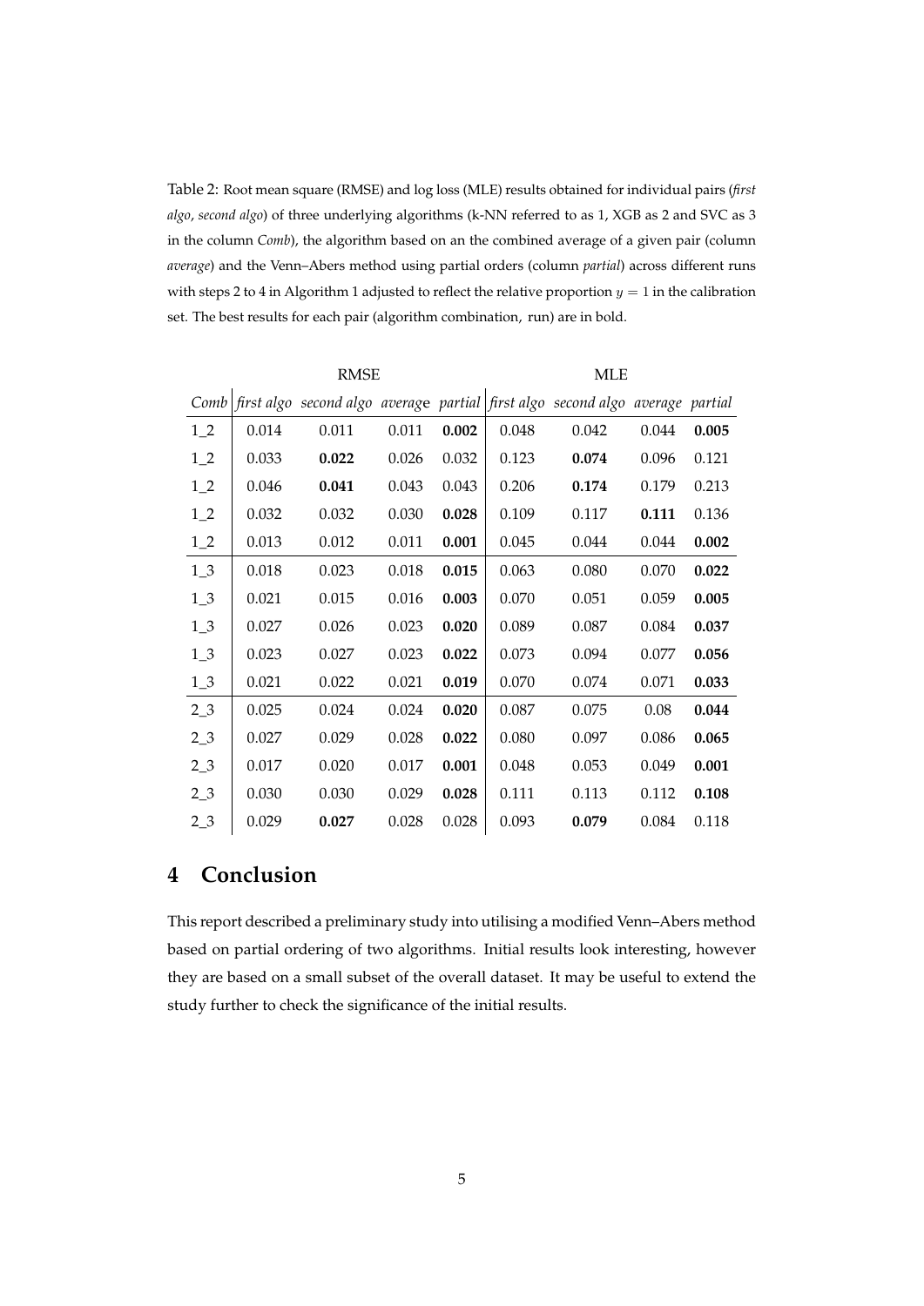Table 2: Root mean square (RMSE) and log loss (MLE) results obtained for individual pairs (*first algo*, *second algo*) of three underlying algorithms (k-NN referred to as 1, XGB as 2 and SVC as 3 in the column *Comb*), the algorithm based on an the combined average of a given pair (column *average*) and the Venn–Abers method using partial orders (column *partial*) across different runs with steps 2 to 4 in Algorithm 1 adjusted to reflect the relative proportion $y = 1$ in the calibration set. The best results for each pair (algorithm combination, run) are in bold.

| | RMSE | | | | MLE | | | |
|---|---|---|---|---|---|---|---|---|
| *Comb* | *first algo* | *second algo* | *average* | *partial* | *first algo* | *second algo* | *average* | *partial* |
| 1_2 | 0.014 | 0.011 | 0.011 | **0.002** | 0.048 | 0.042 | 0.044 | **0.005** |
| 1_2 | 0.033 | **0.022** | 0.026 | 0.032 | 0.123 | **0.074** | 0.096 | 0.121 |
| 1_2 | 0.046 | **0.041** | 0.043 | 0.043 | 0.206 | **0.174** | 0.179 | 0.213 |
| 1_2 | 0.032 | 0.032 | 0.030 | **0.028** | 0.109 | 0.117 | **0.111** | 0.136 |
| 1_2 | 0.013 | 0.012 | 0.011 | **0.001** | 0.045 | 0.044 | 0.044 | **0.002** |
| 1_3 | 0.018 | 0.023 | 0.018 | **0.015** | 0.063 | 0.080 | 0.070 | **0.022** |
| 1_3 | 0.021 | 0.015 | 0.016 | **0.003** | 0.070 | 0.051 | 0.059 | **0.005** |
| 1_3 | 0.027 | 0.026 | 0.023 | **0.020** | 0.089 | 0.087 | 0.084 | **0.037** |
| 1_3 | 0.023 | 0.027 | 0.023 | **0.022** | 0.073 | 0.094 | 0.077 | **0.056** |
| 1_3 | 0.021 | 0.022 | 0.021 | **0.019** | 0.070 | 0.074 | 0.071 | **0.033** |
| 2_3 | 0.025 | 0.024 | 0.024 | **0.020** | 0.087 | 0.075 | 0.08 | **0.044** |
| 2_3 | 0.027 | 0.029 | 0.028 | **0.022** | 0.080 | 0.097 | 0.086 | **0.065** |
| 2_3 | 0.017 | 0.020 | 0.017 | **0.001** | 0.048 | 0.053 | 0.049 | **0.001** |
| 2_3 | 0.030 | 0.030 | 0.029 | **0.028** | 0.111 | 0.113 | 0.112 | **0.108** |
| 2_3 | 0.029 | **0.027** | 0.028 | 0.028 | 0.093 | **0.079** | 0.084 | 0.118 |

## 4 Conclusion

This report described a preliminary study into utilising a modified Venn–Abers method based on partial ordering of two algorithms. Initial results look interesting, however they are based on a small subset of the overall dataset. It may be useful to extend the study further to check the significance of the initial results.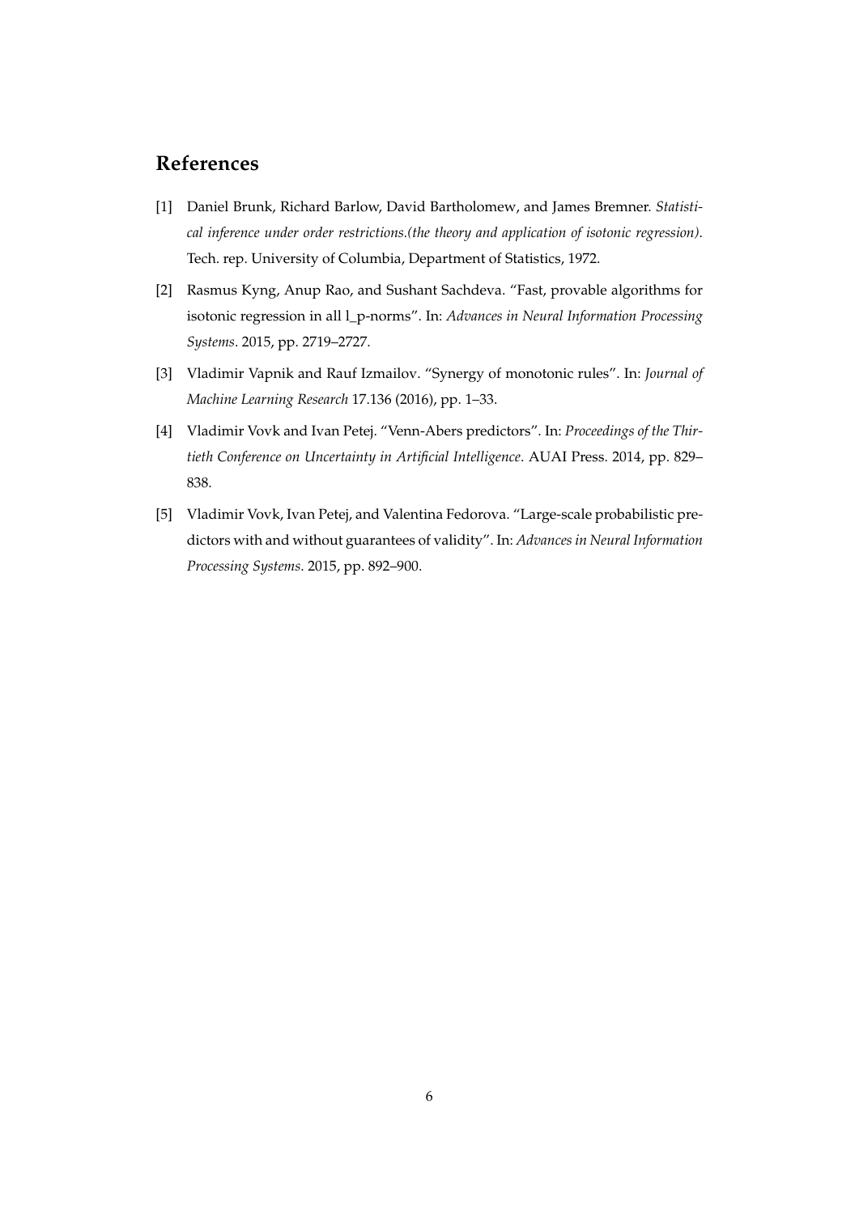## References

[1] Daniel Brunk, Richard Barlow, David Bartholomew, and James Bremner. *Statistical inference under order restrictions.(the theory and application of isotonic regression)*. Tech. rep. University of Columbia, Department of Statistics, 1972.

[2] Rasmus Kyng, Anup Rao, and Sushant Sachdeva. "Fast, provable algorithms for isotonic regression in all l_p-norms". In: *Advances in Neural Information Processing Systems*. 2015, pp. 2719–2727.

[3] Vladimir Vapnik and Rauf Izmailov. "Synergy of monotonic rules". In: *Journal of Machine Learning Research* 17.136 (2016), pp. 1–33.

[4] Vladimir Vovk and Ivan Petej. "Venn-Abers predictors". In: *Proceedings of the Thirtieth Conference on Uncertainty in Artificial Intelligence*. AUAI Press. 2014, pp. 829–838.

[5] Vladimir Vovk, Ivan Petej, and Valentina Fedorova. "Large-scale probabilistic predictors with and without guarantees of validity". In: *Advances in Neural Information Processing Systems*. 2015, pp. 892–900.